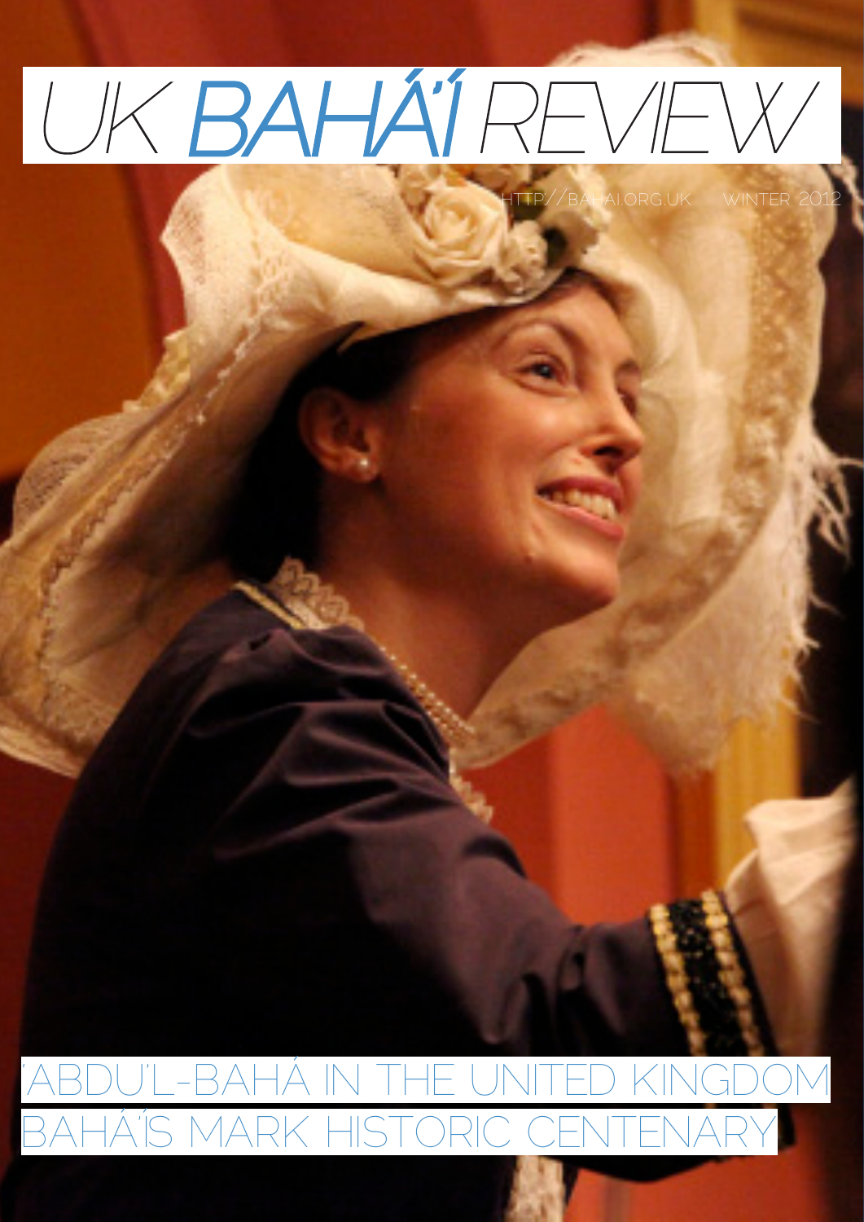# UK BAHÁ'Í REVIEW

HTTP://BAHAI.ORG.UK WINTER 2012

## 'ABDU'L-BAHÁ IN THE UNITED KINGDOM

## BAHÁ'ÍS MARK HISTORIC CENTENARY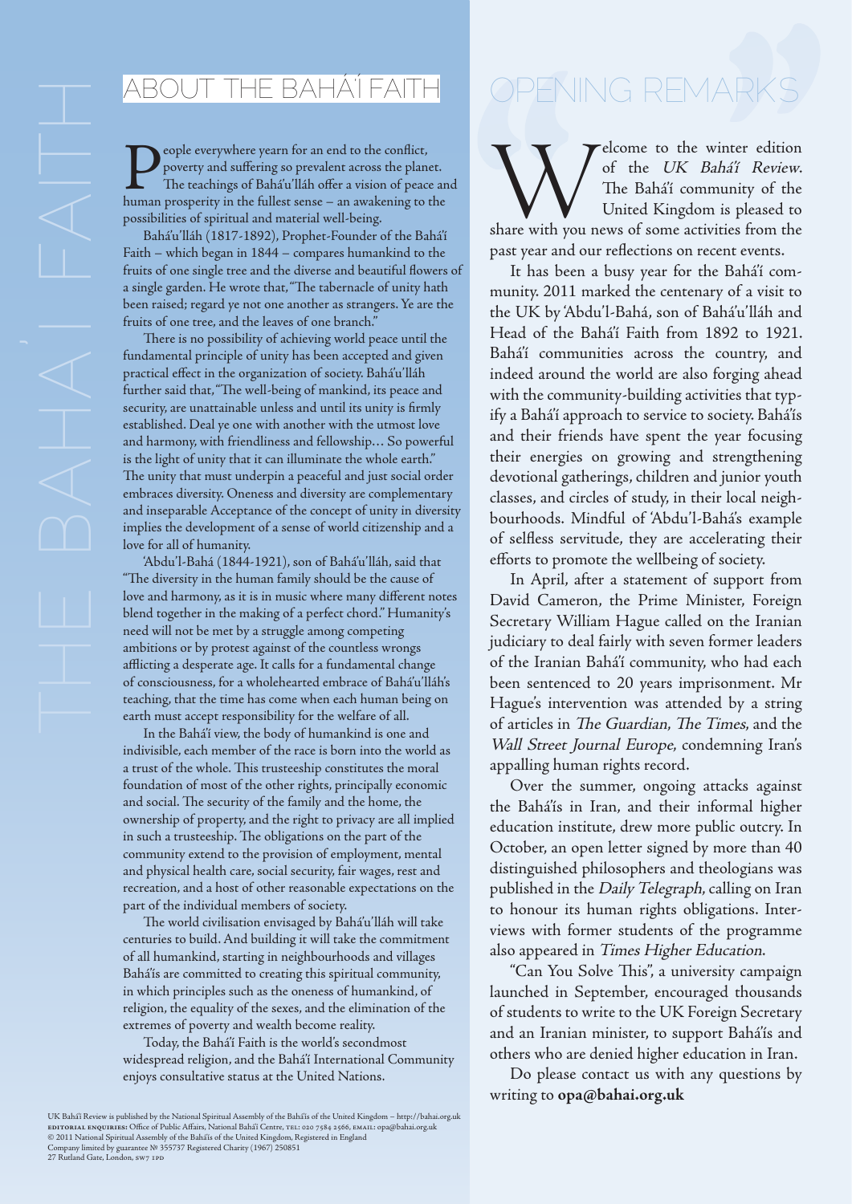## About the Bahá'í Faith

People everywhere yearn for an end to the conflict, poverty and suffering so prevalent across the planet. The teachings of Bahá'u'lláh offer a vision of peace and human prosperity in the fullest sense – an awakening to the possibilities of spiritual and material well-being.

Bahá'u'lláh (1817-1892), Prophet-Founder of the Bahá'í Faith – which began in 1844 – compares humankind to the fruits of one single tree and the diverse and beautiful flowers of a single garden. He wrote that, "The tabernacle of unity hath been raised; regard ye not one another as strangers. Ye are the fruits of one tree, and the leaves of one branch."

There is no possibility of achieving world peace until the fundamental principle of unity has been accepted and given practical effect in the organization of society. Bahá'u'lláh further said that, "The well-being of mankind, its peace and security, are unattainable unless and until its unity is firmly established. Deal ye one with another with the utmost love and harmony, with friendliness and fellowship… So powerful is the light of unity that it can illuminate the whole earth." The unity that must underpin a peaceful and just social order embraces diversity. Oneness and diversity are complementary and inseparable Acceptance of the concept of unity in diversity implies the development of a sense of world citizenship and a love for all of humanity.

'Abdu'l-Bahá (1844-1921), son of Bahá'u'lláh, said that "The diversity in the human family should be the cause of love and harmony, as it is in music where many different notes blend together in the making of a perfect chord." Humanity's need will not be met by a struggle among competing ambitions or by protest against of the countless wrongs afflicting a desperate age. It calls for a fundamental change of consciousness, for a wholehearted embrace of Bahá'u'lláh's teaching, that the time has come when each human being on earth must accept responsibility for the welfare of all.

In the Bahá'í view, the body of humankind is one and indivisible, each member of the race is born into the world as a trust of the whole. This trusteeship constitutes the moral foundation of most of the other rights, principally economic and social. The security of the family and the home, the ownership of property, and the right to privacy are all implied in such a trusteeship. The obligations on the part of the community extend to the provision of employment, mental and physical health care, social security, fair wages, rest and recreation, and a host of other reasonable expectations on the part of the individual members of society.

The world civilisation envisaged by Bahá'u'lláh will take centuries to build. And building it will take the commitment of all humankind, starting in neighbourhoods and villages Bahá'ís are committed to creating this spiritual community, in which principles such as the oneness of humankind, of religion, the equality of the sexes, and the elimination of the extremes of poverty and wealth become reality.

Today, the Bahá'í Faith is the world's secondmost widespread religion, and the Bahá'í International Community enjoys consultative status at the United Nations.

UK Bahá'í Review is published by the National Spiritual Assembly of the Bahá'ís of the United Kingdom – http://bahai.org.uk
EDITORIAL ENQUIRIES: Office of Public Affairs, National Bahá'í Centre, TEL: 020 7584 2566, EMAIL: opa@bahai.org.uk
© 2011 National Spiritual Assembly of the Bahá'ís of the United Kingdom, Registered in England
Company limited by guarantee № 355737 Registered Charity (1967) 250851
27 Rutland Gate, London, SW7 1PD

## Opening Remarks

Welcome to the winter edition of the *UK Bahá'í Review*. The Bahá'í community of the United Kingdom is pleased to share with you news of some activities from the past year and our reflections on recent events.

It has been a busy year for the Bahá'í community. 2011 marked the centenary of a visit to the UK by 'Abdu'l-Bahá, son of Bahá'u'lláh and Head of the Bahá'í Faith from 1892 to 1921. Bahá'í communities across the country, and indeed around the world are also forging ahead with the community-building activities that typify a Bahá'í approach to service to society. Bahá'ís and their friends have spent the year focusing their energies on growing and strengthening devotional gatherings, children and junior youth classes, and circles of study, in their local neighbourhoods. Mindful of 'Abdu'l-Bahá's example of selfless servitude, they are accelerating their efforts to promote the wellbeing of society.

In April, after a statement of support from David Cameron, the Prime Minister, Foreign Secretary William Hague called on the Iranian judiciary to deal fairly with seven former leaders of the Iranian Bahá'í community, who had each been sentenced to 20 years imprisonment. Mr Hague's intervention was attended by a string of articles in *The Guardian*, *The Times*, and the *Wall Street Journal Europe*, condemning Iran's appalling human rights record.

Over the summer, ongoing attacks against the Bahá'ís in Iran, and their informal higher education institute, drew more public outcry. In October, an open letter signed by more than 40 distinguished philosophers and theologians was published in the *Daily Telegraph*, calling on Iran to honour its human rights obligations. Interviews with former students of the programme also appeared in *Times Higher Education*.

"Can You Solve This", a university campaign launched in September, encouraged thousands of students to write to the UK Foreign Secretary and an Iranian minister, to support Bahá'ís and others who are denied higher education in Iran.

Do please contact us with any questions by writing to **opa@bahai.org.uk**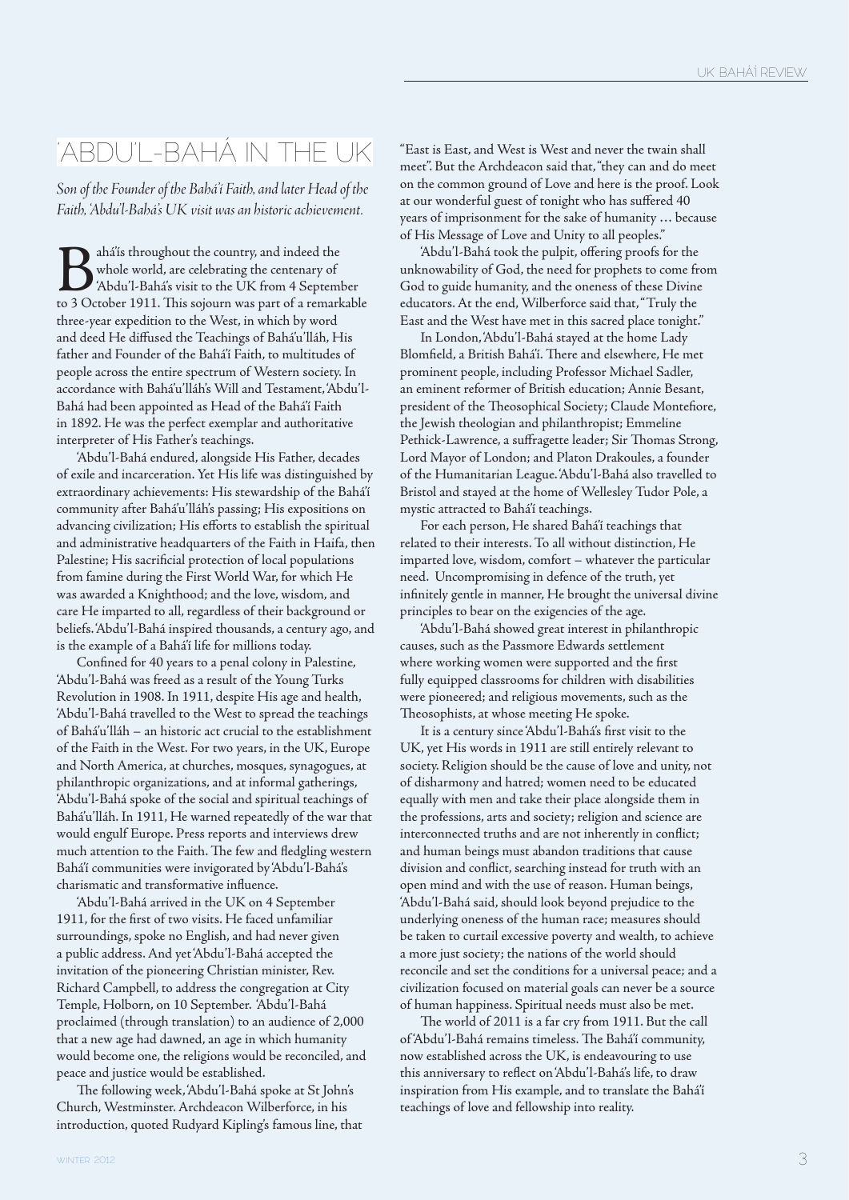# 'ABDU'L-BAHÁ IN THE UK

*Son of the Founder of the Bahá'í Faith, and later Head of the Faith, 'Abdu'l-Bahá's UK visit was an historic achievement.*

Bahá'ís throughout the country, and indeed the whole world, are celebrating the centenary of 'Abdu'l-Bahá's visit to the UK from 4 September to 3 October 1911. This sojourn was part of a remarkable three-year expedition to the West, in which by word and deed He diffused the Teachings of Bahá'u'lláh, His father and Founder of the Bahá'í Faith, to multitudes of people across the entire spectrum of Western society. In accordance with Bahá'u'lláh's Will and Testament, 'Abdu'l-Bahá had been appointed as Head of the Bahá'í Faith in 1892. He was the perfect exemplar and authoritative interpreter of His Father's teachings.

'Abdu'l-Bahá endured, alongside His Father, decades of exile and incarceration. Yet His life was distinguished by extraordinary achievements: His stewardship of the Bahá'í community after Bahá'u'lláh's passing; His expositions on advancing civilization; His efforts to establish the spiritual and administrative headquarters of the Faith in Haifa, then Palestine; His sacrificial protection of local populations from famine during the First World War, for which He was awarded a Knighthood; and the love, wisdom, and care He imparted to all, regardless of their background or beliefs. 'Abdu'l-Bahá inspired thousands, a century ago, and is the example of a Bahá'í life for millions today.

Confined for 40 years to a penal colony in Palestine, 'Abdu'l-Bahá was freed as a result of the Young Turks Revolution in 1908. In 1911, despite His age and health, 'Abdu'l-Bahá travelled to the West to spread the teachings of Bahá'u'lláh – an historic act crucial to the establishment of the Faith in the West. For two years, in the UK, Europe and North America, at churches, mosques, synagogues, at philanthropic organizations, and at informal gatherings, 'Abdu'l-Bahá spoke of the social and spiritual teachings of Bahá'u'lláh. In 1911, He warned repeatedly of the war that would engulf Europe. Press reports and interviews drew much attention to the Faith. The few and fledgling western Bahá'í communities were invigorated by 'Abdu'l-Bahá's charismatic and transformative influence.

'Abdu'l-Bahá arrived in the UK on 4 September 1911, for the first of two visits. He faced unfamiliar surroundings, spoke no English, and had never given a public address. And yet 'Abdu'l-Bahá accepted the invitation of the pioneering Christian minister, Rev. Richard Campbell, to address the congregation at City Temple, Holborn, on 10 September. 'Abdu'l-Bahá proclaimed (through translation) to an audience of 2,000 that a new age had dawned, an age in which humanity would become one, the religions would be reconciled, and peace and justice would be established.

The following week, 'Abdu'l-Bahá spoke at St John's Church, Westminster. Archdeacon Wilberforce, in his introduction, quoted Rudyard Kipling's famous line, that "East is East, and West is West and never the twain shall meet". But the Archdeacon said that, "they can and do meet on the common ground of Love and here is the proof. Look at our wonderful guest of tonight who has suffered 40 years of imprisonment for the sake of humanity … because of His Message of Love and Unity to all peoples."

'Abdu'l-Bahá took the pulpit, offering proofs for the unknowability of God, the need for prophets to come from God to guide humanity, and the oneness of these Divine educators. At the end, Wilberforce said that, "Truly the East and the West have met in this sacred place tonight."

In London, 'Abdu'l-Bahá stayed at the home Lady Blomfield, a British Bahá'í. There and elsewhere, He met prominent people, including Professor Michael Sadler, an eminent reformer of British education; Annie Besant, president of the Theosophical Society; Claude Montefiore, the Jewish theologian and philanthropist; Emmeline Pethick-Lawrence, a suffragette leader; Sir Thomas Strong, Lord Mayor of London; and Platon Drakoules, a founder of the Humanitarian League. 'Abdu'l-Bahá also travelled to Bristol and stayed at the home of Wellesley Tudor Pole, a mystic attracted to Bahá'í teachings.

For each person, He shared Bahá'í teachings that related to their interests. To all without distinction, He imparted love, wisdom, comfort – whatever the particular need. Uncompromising in defence of the truth, yet infinitely gentle in manner, He brought the universal divine principles to bear on the exigencies of the age.

'Abdu'l-Bahá showed great interest in philanthropic causes, such as the Passmore Edwards settlement where working women were supported and the first fully equipped classrooms for children with disabilities were pioneered; and religious movements, such as the Theosophists, at whose meeting He spoke.

It is a century since 'Abdu'l-Bahá's first visit to the UK, yet His words in 1911 are still entirely relevant to society. Religion should be the cause of love and unity, not of disharmony and hatred; women need to be educated equally with men and take their place alongside them in the professions, arts and society; religion and science are interconnected truths and are not inherently in conflict; and human beings must abandon traditions that cause division and conflict, searching instead for truth with an open mind and with the use of reason. Human beings, 'Abdu'l-Bahá said, should look beyond prejudice to the underlying oneness of the human race; measures should be taken to curtail excessive poverty and wealth, to achieve a more just society; the nations of the world should reconcile and set the conditions for a universal peace; and a civilization focused on material goals can never be a source of human happiness. Spiritual needs must also be met.

The world of 2011 is a far cry from 1911. But the call of 'Abdu'l-Bahá remains timeless. The Bahá'í community, now established across the UK, is endeavouring to use this anniversary to reflect on 'Abdu'l-Bahá's life, to draw inspiration from His example, and to translate the Bahá'í teachings of love and fellowship into reality.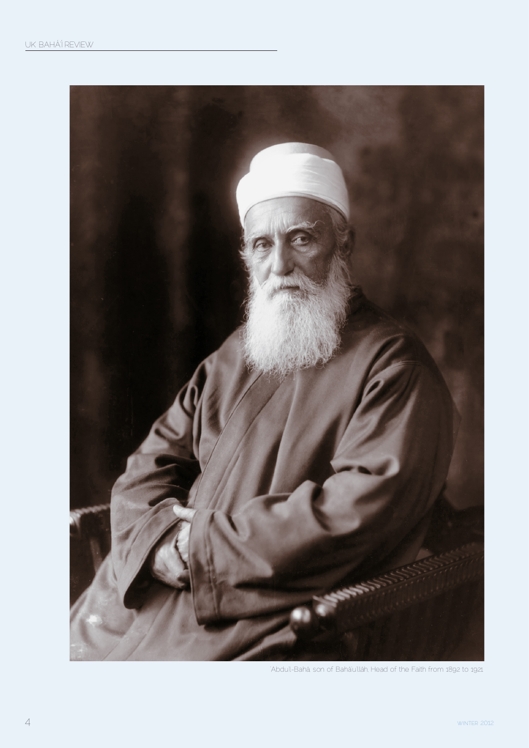'Abdu'l-Bahá son of Bahá'u'lláh, Head of the Faith from 1892 to 1921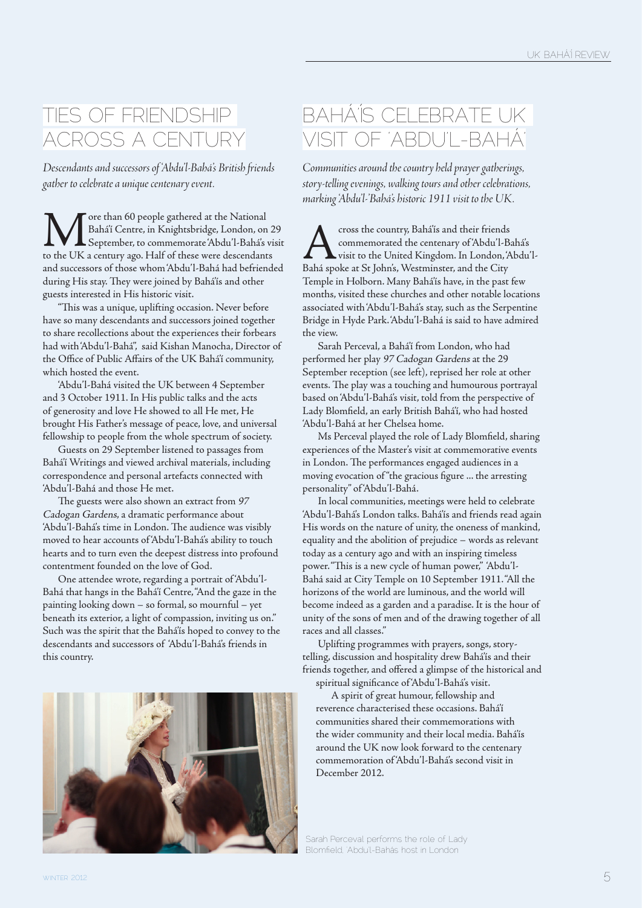# TIES OF FRIENDSHIP ACROSS A CENTURY

*Descendants and successors of 'Abdu'l-Bahá's British friends gather to celebrate a unique centenary event.*

More than 60 people gathered at the National Bahá'í Centre, in Knightsbridge, London, on 29 September, to commemorate 'Abdu'l-Bahá's visit to the UK a century ago. Half of these were descendants and successors of those whom 'Abdu'l-Bahá had befriended during His stay. They were joined by Bahá'ís and other guests interested in His historic visit.

"This was a unique, uplifting occasion. Never before have so many descendants and successors joined together to share recollections about the experiences their forbears had with 'Abdu'l-Bahá", said Kishan Manocha, Director of the Office of Public Affairs of the UK Bahá'í community, which hosted the event.

'Abdu'l-Bahá visited the UK between 4 September and 3 October 1911. In His public talks and the acts of generosity and love He showed to all He met, He brought His Father's message of peace, love, and universal fellowship to people from the whole spectrum of society.

Guests on 29 September listened to passages from Bahá'í Writings and viewed archival materials, including correspondence and personal artefacts connected with 'Abdu'l-Bahá and those He met.

The guests were also shown an extract from *97 Cadogan Gardens*, a dramatic performance about 'Abdu'l-Bahá's time in London. The audience was visibly moved to hear accounts of 'Abdu'l-Bahá's ability to touch hearts and to turn even the deepest distress into profound contentment founded on the love of God.

One attendee wrote, regarding a portrait of 'Abdu'l-Bahá that hangs in the Bahá'í Centre, "And the gaze in the painting looking down – so formal, so mournful – yet beneath its exterior, a light of compassion, inviting us on." Such was the spirit that the Bahá'ís hoped to convey to the descendants and successors of 'Abdu'l-Bahá's friends in this country.

Sarah Perceval performs the role of Lady Blomfield, Abdu'l-Bahá's host in London

# BAHÁ'ÍS CELEBRATE UK VISIT OF 'ABDU'L-BAHÁ

*Communities around the country held prayer gatherings, story-telling evenings, walking tours and other celebrations, marking 'Abdu'l-Bahá's historic 1911 visit to the UK.*

Across the country, Bahá'ís and their friends commemorated the centenary of 'Abdu'l-Bahá's visit to the United Kingdom. In London, 'Abdu'l-Bahá spoke at St John's, Westminster, and the City Temple in Holborn. Many Bahá'ís have, in the past few months, visited these churches and other notable locations associated with 'Abdu'l-Bahá's stay, such as the Serpentine Bridge in Hyde Park. 'Abdu'l-Bahá is said to have admired the view.

Sarah Perceval, a Bahá'í from London, who had performed her play *97 Cadogan Gardens* at the 29 September reception (see left), reprised her role at other events. The play was a touching and humourous portrayal based on 'Abdu'l-Bahá's visit, told from the perspective of Lady Blomfield, an early British Bahá'í, who had hosted 'Abdu'l-Bahá at her Chelsea home.

Ms Perceval played the role of Lady Blomfield, sharing experiences of the Master's visit at commemorative events in London. The performances engaged audiences in a moving evocation of "the gracious figure ... the arresting personality" of 'Abdu'l-Bahá.

In local communities, meetings were held to celebrate 'Abdu'l-Bahá's London talks. Bahá'ís and friends read again His words on the nature of unity, the oneness of mankind, equality and the abolition of prejudice – words as relevant today as a century ago and with an inspiring timeless power. "This is a new cycle of human power," 'Abdu'l-Bahá said at City Temple on 10 September 1911. "All the horizons of the world are luminous, and the world will become indeed as a garden and a paradise. It is the hour of unity of the sons of men and of the drawing together of all races and all classes."

Uplifting programmes with prayers, songs, story-telling, discussion and hospitality drew Bahá'ís and their friends together, and offered a glimpse of the historical and spiritual significance of 'Abdu'l-Bahá's visit.

A spirit of great humour, fellowship and reverence characterised these occasions. Bahá'í communities shared their commemorations with the wider community and their local media. Bahá'ís around the UK now look forward to the centenary commemoration of 'Abdu'l-Bahá's second visit in December 2012.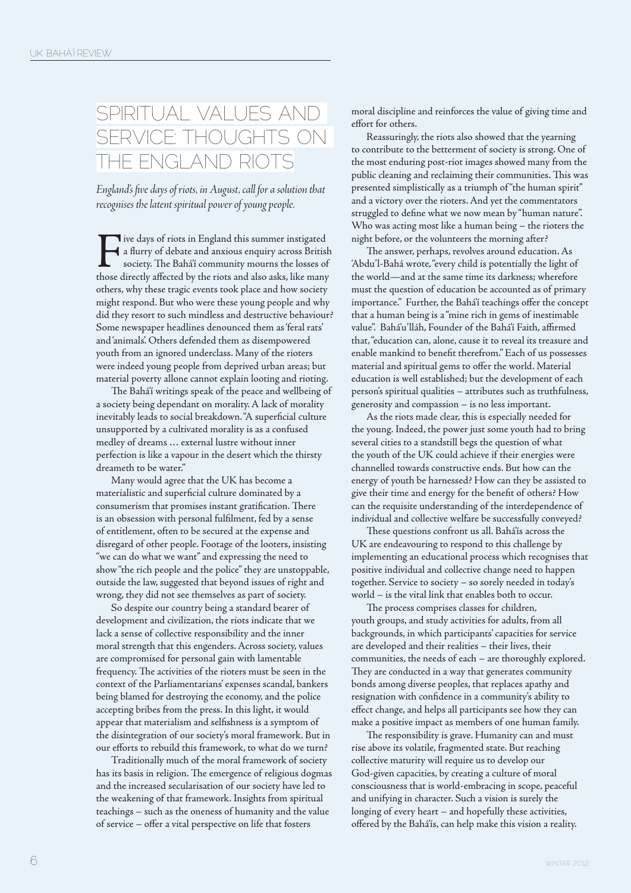# SPIRITUAL VALUES AND SERVICE: THOUGHTS ON THE ENGLAND RIOTS

*England's five days of riots, in August, call for a solution that recognises the latent spiritual power of young people.*

Five days of riots in England this summer instigated a flurry of debate and anxious enquiry across British society. The Bahá'í community mourns the losses of those directly affected by the riots and also asks, like many others, why these tragic events took place and how society might respond. But who were these young people and why did they resort to such mindless and destructive behaviour? Some newspaper headlines denounced them as 'feral rats' and 'animals'. Others defended them as disempowered youth from an ignored underclass. Many of the rioters were indeed young people from deprived urban areas; but material poverty allone cannot explain looting and rioting.

The Bahá'í writings speak of the peace and wellbeing of a society being dependant on morality. A lack of morality inevitably leads to social breakdown. "A superficial culture unsupported by a cultivated morality is as a confused medley of dreams … external lustre without inner perfection is like a vapour in the desert which the thirsty dreameth to be water."

Many would agree that the UK has become a materialistic and superficial culture dominated by a consumerism that promises instant gratification. There is an obsession with personal fulfilment, fed by a sense of entitlement, often to be secured at the expense and disregard of other people. Footage of the looters, insisting "we can do what we want" and expressing the need to show "the rich people and the police" they are unstoppable, outside the law, suggested that beyond issues of right and wrong, they did not see themselves as part of society.

So despite our country being a standard bearer of development and civilization, the riots indicate that we lack a sense of collective responsibility and the inner moral strength that this engenders. Across society, values are compromised for personal gain with lamentable frequency. The activities of the rioters must be seen in the context of the Parliamentarians' expenses scandal, bankers being blamed for destroying the economy, and the police accepting bribes from the press. In this light, it would appear that materialism and selfishness is a symptom of the disintegration of our society's moral framework. But in our efforts to rebuild this framework, to what do we turn?

Traditionally much of the moral framework of society has its basis in religion. The emergence of religious dogmas and the increased secularisation of our society have led to the weakening of that framework. Insights from spiritual teachings – such as the oneness of humanity and the value of service – offer a vital perspective on life that fosters moral discipline and reinforces the value of giving time and effort for others.

Reassuringly, the riots also showed that the yearning to contribute to the betterment of society is strong. One of the most enduring post-riot images showed many from the public cleaning and reclaiming their communities. This was presented simplistically as a triumph of "the human spirit" and a victory over the rioters. And yet the commentators struggled to define what we now mean by "human nature". Who was acting most like a human being – the rioters the night before, or the volunteers the morning after?

The answer, perhaps, revolves around education. As 'Abdu'l-Bahá wrote, "every child is potentially the light of the world—and at the same time its darkness; wherefore must the question of education be accounted as of primary importance." Further, the Bahá'í teachings offer the concept that a human being is a "mine rich in gems of inestimable value". Bahá'u'lláh, Founder of the Bahá'í Faith, affirmed that, "education can, alone, cause it to reveal its treasure and enable mankind to benefit therefrom." Each of us possesses material and spiritual gems to offer the world. Material education is well established; but the development of each person's spiritual qualities – attributes such as truthfulness, generosity and compassion – is no less important.

As the riots made clear, this is especially needed for the young. Indeed, the power just some youth had to bring several cities to a standstill begs the question of what the youth of the UK could achieve if their energies were channelled towards constructive ends. But how can the energy of youth be harnessed? How can they be assisted to give their time and energy for the benefit of others? How can the requisite understanding of the interdependence of individual and collective welfare be successfully conveyed?

These questions confront us all. Bahá'ís across the UK are endeavouring to respond to this challenge by implementing an educational process which recognises that positive individual and collective change need to happen together. Service to society – so sorely needed in today's world – is the vital link that enables both to occur.

The process comprises classes for children, youth groups, and study activities for adults, from all backgrounds, in which participants' capacities for service are developed and their realities – their lives, their communities, the needs of each – are thoroughly explored. They are conducted in a way that generates community bonds among diverse peoples, that replaces apathy and resignation with confidence in a community's ability to effect change, and helps all participants see how they can make a positive impact as members of one human family.

The responsibility is grave. Humanity can and must rise above its volatile, fragmented state. But reaching collective maturity will require us to develop our God-given capacities, by creating a culture of moral consciousness that is world-embracing in scope, peaceful and unifying in character. Such a vision is surely the longing of every heart – and hopefully these activities, offered by the Bahá'ís, can help make this vision a reality.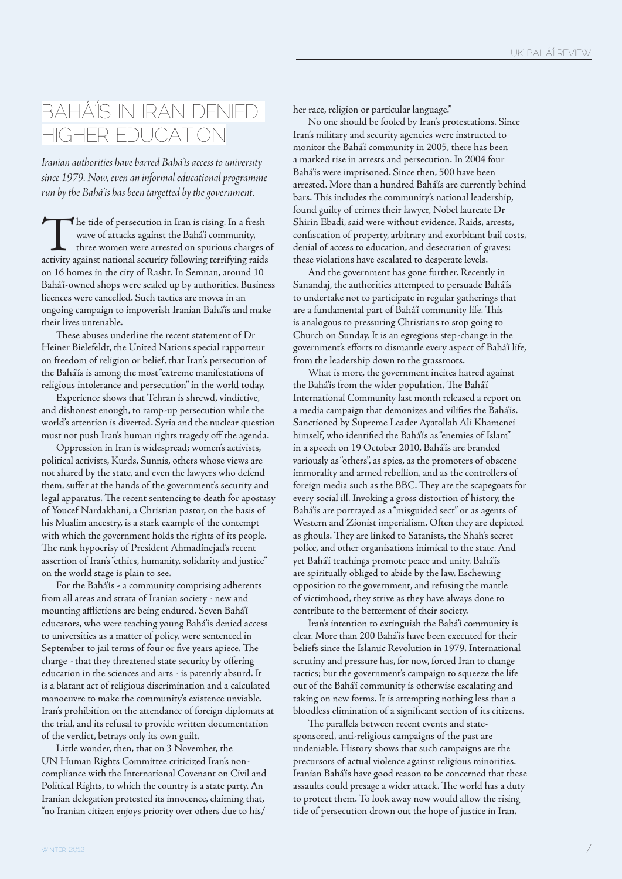# BAHÁ'ÍS IN IRAN DENIED HIGHER EDUCATION

*Iranian authorities have barred Bahá'ís access to university since 1979. Now, even an informal educational programme run by the Bahá'ís has been targetted by the government.*

The tide of persecution in Iran is rising. In a fresh wave of attacks against the Bahá'í community, three women were arrested on spurious charges of activity against national security following terrifying raids on 16 homes in the city of Rasht. In Semnan, around 10 Bahá'í-owned shops were sealed up by authorities. Business licences were cancelled. Such tactics are moves in an ongoing campaign to impoverish Iranian Bahá'ís and make their lives untenable.

These abuses underline the recent statement of Dr Heiner Bielefeldt, the United Nations special rapporteur on freedom of religion or belief, that Iran's persecution of the Bahá'ís is among the most "extreme manifestations of religious intolerance and persecution" in the world today.

Experience shows that Tehran is shrewd, vindictive, and dishonest enough, to ramp-up persecution while the world's attention is diverted. Syria and the nuclear question must not push Iran's human rights tragedy off the agenda.

Oppression in Iran is widespread; women's activists, political activists, Kurds, Sunnis, others whose views are not shared by the state, and even the lawyers who defend them, suffer at the hands of the government's security and legal apparatus. The recent sentencing to death for apostasy of Youcef Nardakhani, a Christian pastor, on the basis of his Muslim ancestry, is a stark example of the contempt with which the government holds the rights of its people. The rank hypocrisy of President Ahmadinejad's recent assertion of Iran's "ethics, humanity, solidarity and justice" on the world stage is plain to see.

For the Bahá'ís - a community comprising adherents from all areas and strata of Iranian society - new and mounting afflictions are being endured. Seven Bahá'í educators, who were teaching young Bahá'ís denied access to universities as a matter of policy, were sentenced in September to jail terms of four or five years apiece. The charge - that they threatened state security by offering education in the sciences and arts - is patently absurd. It is a blatant act of religious discrimination and a calculated manoeuvre to make the community's existence unviable. Iran's prohibition on the attendance of foreign diplomats at the trial, and its refusal to provide written documentation of the verdict, betrays only its own guilt.

Little wonder, then, that on 3 November, the UN Human Rights Committee criticized Iran's non-compliance with the International Covenant on Civil and Political Rights, to which the country is a state party. An Iranian delegation protested its innocence, claiming that, "no Iranian citizen enjoys priority over others due to his/her race, religion or particular language."

No one should be fooled by Iran's protestations. Since Iran's military and security agencies were instructed to monitor the Bahá'í community in 2005, there has been a marked rise in arrests and persecution. In 2004 four Bahá'ís were imprisoned. Since then, 500 have been arrested. More than a hundred Bahá'ís are currently behind bars. This includes the community's national leadership, found guilty of crimes their lawyer, Nobel laureate Dr Shirin Ebadi, said were without evidence. Raids, arrests, confiscation of property, arbitrary and exorbitant bail costs, denial of access to education, and desecration of graves: these violations have escalated to desperate levels.

And the government has gone further. Recently in Sanandaj, the authorities attempted to persuade Bahá'ís to undertake not to participate in regular gatherings that are a fundamental part of Bahá'í community life. This is analogous to pressuring Christians to stop going to Church on Sunday. It is an egregious step-change in the government's efforts to dismantle every aspect of Bahá'í life, from the leadership down to the grassroots.

What is more, the government incites hatred against the Bahá'ís from the wider population. The Bahá'í International Community last month released a report on a media campaign that demonizes and vilifies the Bahá'ís. Sanctioned by Supreme Leader Ayatollah Ali Khamenei himself, who identified the Bahá'ís as "enemies of Islam" in a speech on 19 October 2010, Bahá'ís are branded variously as "others", as spies, as the promoters of obscene immorality and armed rebellion, and as the controllers of foreign media such as the BBC. They are the scapegoats for every social ill. Invoking a gross distortion of history, the Bahá'ís are portrayed as a "misguided sect" or as agents of Western and Zionist imperialism. Often they are depicted as ghouls. They are linked to Satanists, the Shah's secret police, and other organisations inimical to the state. And yet Bahá'í teachings promote peace and unity. Bahá'ís are spiritually obliged to abide by the law. Eschewing opposition to the government, and refusing the mantle of victimhood, they strive as they have always done to contribute to the betterment of their society.

Iran's intention to extinguish the Bahá'í community is clear. More than 200 Bahá'ís have been executed for their beliefs since the Islamic Revolution in 1979. International scrutiny and pressure has, for now, forced Iran to change tactics; but the government's campaign to squeeze the life out of the Bahá'í community is otherwise escalating and taking on new forms. It is attempting nothing less than a bloodless elimination of a significant section of its citizens.

The parallels between recent events and state-sponsored, anti-religious campaigns of the past are undeniable. History shows that such campaigns are the precursors of actual violence against religious minorities. Iranian Bahá'ís have good reason to be concerned that these assaults could presage a wider attack. The world has a duty to protect them. To look away now would allow the rising tide of persecution drown out the hope of justice in Iran.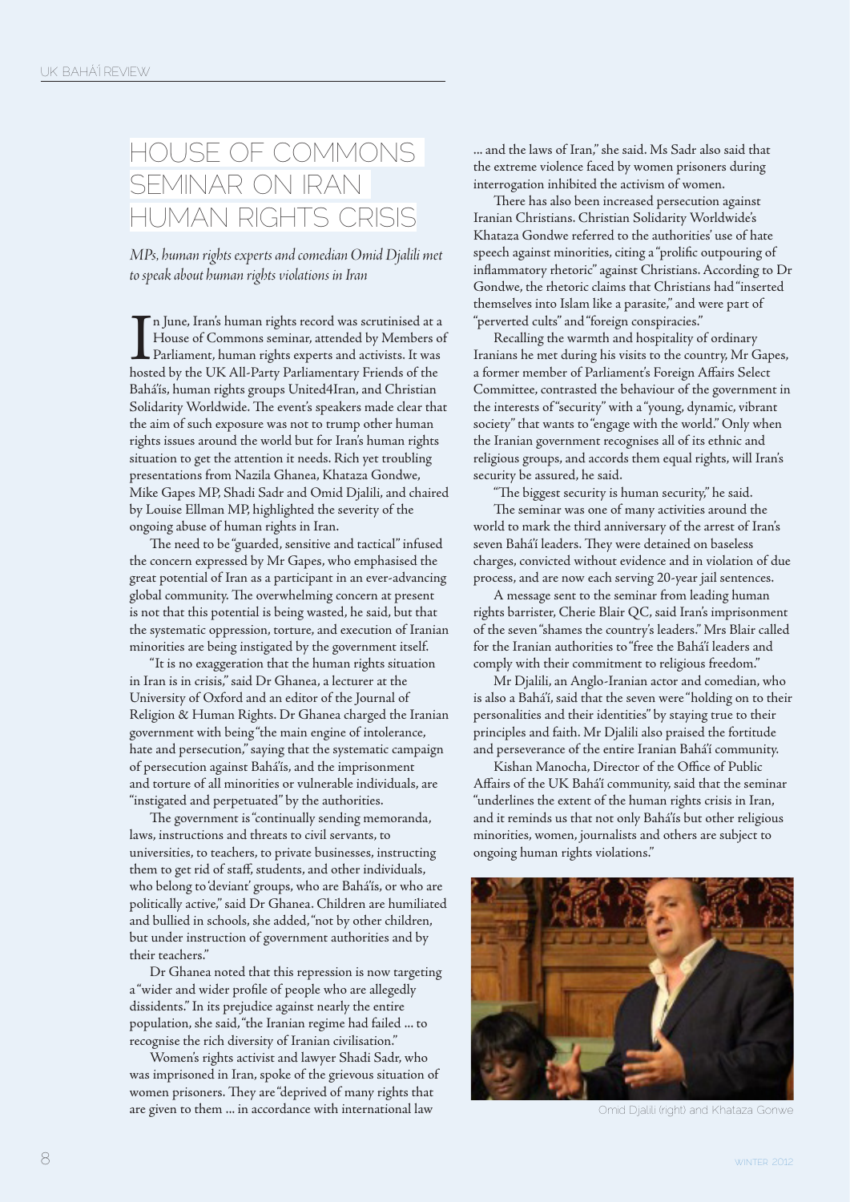# HOUSE OF COMMONS SEMINAR ON IRAN HUMAN RIGHTS CRISIS

*MPs, human rights experts and comedian Omid Djalili met to speak about human rights violations in Iran*

In June, Iran's human rights record was scrutinised at a House of Commons seminar, attended by Members of Parliament, human rights experts and activists. It was hosted by the UK All-Party Parliamentary Friends of the Bahá'ís, human rights groups United4Iran, and Christian Solidarity Worldwide. The event's speakers made clear that the aim of such exposure was not to trump other human rights issues around the world but for Iran's human rights situation to get the attention it needs. Rich yet troubling presentations from Nazila Ghanea, Khataza Gondwe, Mike Gapes MP, Shadi Sadr and Omid Djalili, and chaired by Louise Ellman MP, highlighted the severity of the ongoing abuse of human rights in Iran.

The need to be "guarded, sensitive and tactical" infused the concern expressed by Mr Gapes, who emphasised the great potential of Iran as a participant in an ever-advancing global community. The overwhelming concern at present is not that this potential is being wasted, he said, but that the systematic oppression, torture, and execution of Iranian minorities are being instigated by the government itself.

"It is no exaggeration that the human rights situation in Iran is in crisis," said Dr Ghanea, a lecturer at the University of Oxford and an editor of the Journal of Religion & Human Rights. Dr Ghanea charged the Iranian government with being "the main engine of intolerance, hate and persecution," saying that the systematic campaign of persecution against Bahá'ís, and the imprisonment and torture of all minorities or vulnerable individuals, are "instigated and perpetuated" by the authorities.

The government is "continually sending memoranda, laws, instructions and threats to civil servants, to universities, to teachers, to private businesses, instructing them to get rid of staff, students, and other individuals, who belong to 'deviant' groups, who are Bahá'ís, or who are politically active," said Dr Ghanea. Children are humiliated and bullied in schools, she added, "not by other children, but under instruction of government authorities and by their teachers."

Dr Ghanea noted that this repression is now targeting a "wider and wider profile of people who are allegedly dissidents." In its prejudice against nearly the entire population, she said, "the Iranian regime had failed ... to recognise the rich diversity of Iranian civilisation."

Women's rights activist and lawyer Shadi Sadr, who was imprisoned in Iran, spoke of the grievous situation of women prisoners. They are "deprived of many rights that are given to them ... in accordance with international law ... and the laws of Iran," she said. Ms Sadr also said that the extreme violence faced by women prisoners during interrogation inhibited the activism of women.

There has also been increased persecution against Iranian Christians. Christian Solidarity Worldwide's Khataza Gondwe referred to the authorities' use of hate speech against minorities, citing a "prolific outpouring of inflammatory rhetoric" against Christians. According to Dr Gondwe, the rhetoric claims that Christians had "inserted themselves into Islam like a parasite," and were part of "perverted cults" and "foreign conspiracies."

Recalling the warmth and hospitality of ordinary Iranians he met during his visits to the country, Mr Gapes, a former member of Parliament's Foreign Affairs Select Committee, contrasted the behaviour of the government in the interests of "security" with a "young, dynamic, vibrant society" that wants to "engage with the world." Only when the Iranian government recognises all of its ethnic and religious groups, and accords them equal rights, will Iran's security be assured, he said.

"The biggest security is human security," he said.

The seminar was one of many activities around the world to mark the third anniversary of the arrest of Iran's seven Bahá'í leaders. They were detained on baseless charges, convicted without evidence and in violation of due process, and are now each serving 20-year jail sentences.

A message sent to the seminar from leading human rights barrister, Cherie Blair QC, said Iran's imprisonment of the seven "shames the country's leaders." Mrs Blair called for the Iranian authorities to "free the Bahá'í leaders and comply with their commitment to religious freedom."

Mr Djalili, an Anglo-Iranian actor and comedian, who is also a Bahá'í, said that the seven were "holding on to their personalities and their identities" by staying true to their principles and faith. Mr Djalili also praised the fortitude and perseverance of the entire Iranian Bahá'í community.

Kishan Manocha, Director of the Office of Public Affairs of the UK Bahá'í community, said that the seminar "underlines the extent of the human rights crisis in Iran, and it reminds us that not only Bahá'ís but other religious minorities, women, journalists and others are subject to ongoing human rights violations."

Omid Djalili (right) and Khataza Gonwe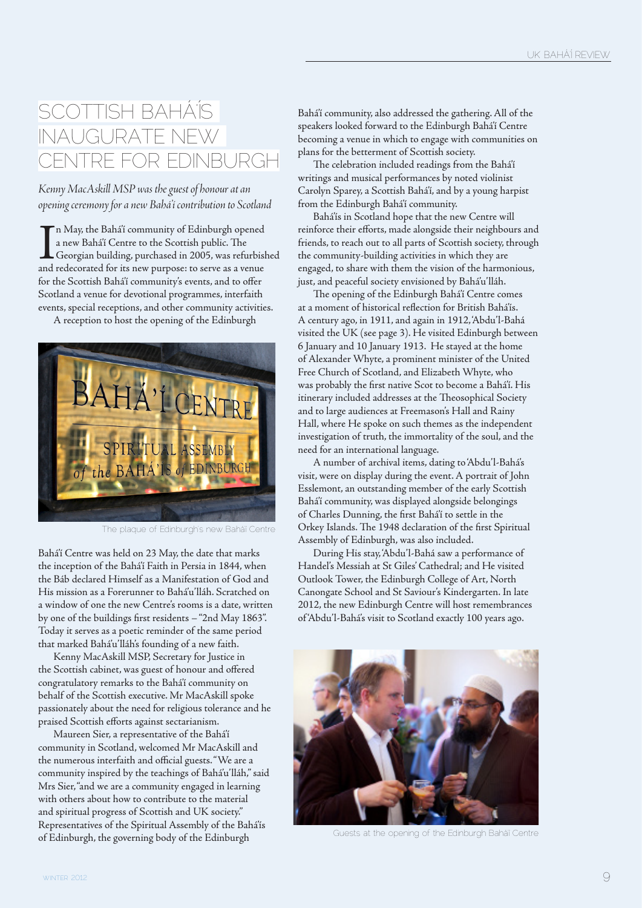# SCOTTISH BAHÁ'ÍS INAUGURATE NEW CENTRE FOR EDINBURGH

*Kenny MacAskill MSP was the guest of honour at an opening ceremony for a new Bahá'í contribution to Scotland*

In May, the Bahá'í community of Edinburgh opened a new Bahá'í Centre to the Scottish public. The Georgian building, purchased in 2005, was refurbished and redecorated for its new purpose: to serve as a venue for the Scottish Bahá'í community's events, and to offer Scotland a venue for devotional programmes, interfaith events, special receptions, and other community activities.

A reception to host the opening of the Edinburgh Bahá'í Centre was held on 23 May, the date that marks the inception of the Bahá'í Faith in Persia in 1844, when the Báb declared Himself as a Manifestation of God and His mission as a Forerunner to Bahá'u'lláh. Scratched on a window of one the new Centre's rooms is a date, written by one of the buildings first residents – "2nd May 1863". Today it serves as a poetic reminder of the same period that marked Bahá'u'lláh's founding of a new faith.

The plaque of Edinburgh's new Bahá'í Centre

Kenny MacAskill MSP, Secretary for Justice in the Scottish cabinet, was guest of honour and offered congratulatory remarks to the Bahá'í community on behalf of the Scottish executive. Mr MacAskill spoke passionately about the need for religious tolerance and he praised Scottish efforts against sectarianism.

Maureen Sier, a representative of the Bahá'í community in Scotland, welcomed Mr MacAskill and the numerous interfaith and official guests. "We are a community inspired by the teachings of Bahá'u'lláh," said Mrs Sier, "and we are a community engaged in learning with others about how to contribute to the material and spiritual progress of Scottish and UK society." Representatives of the Spiritual Assembly of the Bahá'ís of Edinburgh, the governing body of the Edinburgh Bahá'í community, also addressed the gathering. All of the speakers looked forward to the Edinburgh Bahá'í Centre becoming a venue in which to engage with communities on plans for the betterment of Scottish society.

The celebration included readings from the Bahá'í writings and musical performances by noted violinist Carolyn Sparey, a Scottish Bahá'í, and by a young harpist from the Edinburgh Bahá'í community.

Bahá'ís in Scotland hope that the new Centre will reinforce their efforts, made alongside their neighbours and friends, to reach out to all parts of Scottish society, through the community-building activities in which they are engaged, to share with them the vision of the harmonious, just, and peaceful society envisioned by Bahá'u'lláh.

The opening of the Edinburgh Bahá'í Centre comes at a moment of historical reflection for British Bahá'ís. A century ago, in 1911, and again in 1912, 'Abdu'l-Bahá visited the UK (see page 3). He visited Edinburgh between 6 January and 10 January 1913. He stayed at the home of Alexander Whyte, a prominent minister of the United Free Church of Scotland, and Elizabeth Whyte, who was probably the first native Scot to become a Bahá'í. His itinerary included addresses at the Theosophical Society and to large audiences at Freemason's Hall and Rainy Hall, where He spoke on such themes as the independent investigation of truth, the immortality of the soul, and the need for an international language.

A number of archival items, dating to 'Abdu'l-Bahá's visit, were on display during the event. A portrait of John Esslemont, an outstanding member of the early Scottish Bahá'í community, was displayed alongside belongings of Charles Dunning, the first Bahá'í to settle in the Orkey Islands. The 1948 declaration of the first Spiritual Assembly of Edinburgh, was also included.

During His stay, 'Abdu'l-Bahá saw a performance of Handel's Messiah at St Giles' Cathedral; and He visited Outlook Tower, the Edinburgh College of Art, North Canongate School and St Saviour's Kindergarten. In late 2012, the new Edinburgh Centre will host remembrances of 'Abdu'l-Bahá's visit to Scotland exactly 100 years ago.

Guests at the opening of the Edinburgh Bahá'í Centre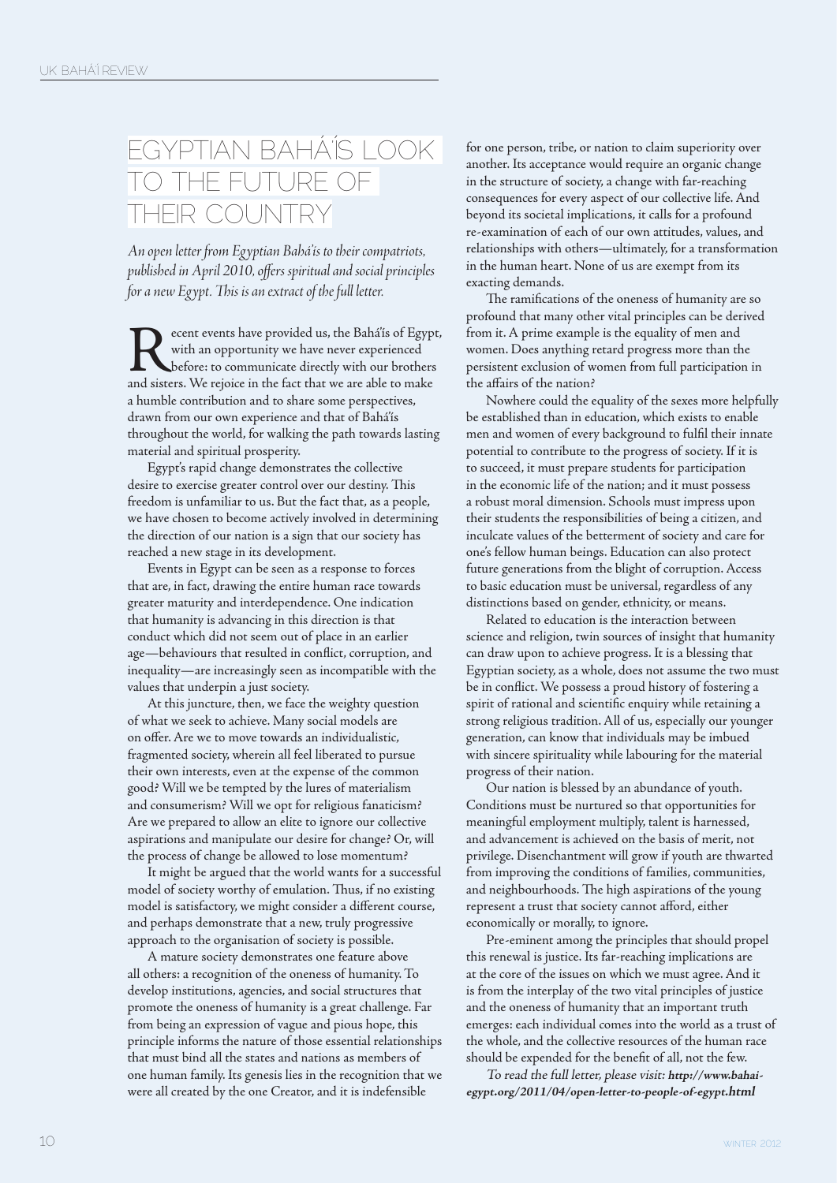# EGYPTIAN BAHÁ'ÍS LOOK TO THE FUTURE OF THEIR COUNTRY

*An open letter from Egyptian Bahá'ís to their compatriots, published in April 2010, offers spiritual and social principles for a new Egypt. This is an extract of the full letter.*

Recent events have provided us, the Bahá'ís of Egypt, with an opportunity we have never experienced before: to communicate directly with our brothers and sisters. We rejoice in the fact that we are able to make a humble contribution and to share some perspectives, drawn from our own experience and that of Bahá'ís throughout the world, for walking the path towards lasting material and spiritual prosperity.

Egypt's rapid change demonstrates the collective desire to exercise greater control over our destiny. This freedom is unfamiliar to us. But the fact that, as a people, we have chosen to become actively involved in determining the direction of our nation is a sign that our society has reached a new stage in its development.

Events in Egypt can be seen as a response to forces that are, in fact, drawing the entire human race towards greater maturity and interdependence. One indication that humanity is advancing in this direction is that conduct which did not seem out of place in an earlier age—behaviours that resulted in conflict, corruption, and inequality—are increasingly seen as incompatible with the values that underpin a just society.

At this juncture, then, we face the weighty question of what we seek to achieve. Many social models are on offer. Are we to move towards an individualistic, fragmented society, wherein all feel liberated to pursue their own interests, even at the expense of the common good? Will we be tempted by the lures of materialism and consumerism? Will we opt for religious fanaticism? Are we prepared to allow an elite to ignore our collective aspirations and manipulate our desire for change? Or, will the process of change be allowed to lose momentum?

It might be argued that the world wants for a successful model of society worthy of emulation. Thus, if no existing model is satisfactory, we might consider a different course, and perhaps demonstrate that a new, truly progressive approach to the organisation of society is possible.

A mature society demonstrates one feature above all others: a recognition of the oneness of humanity. To develop institutions, agencies, and social structures that promote the oneness of humanity is a great challenge. Far from being an expression of vague and pious hope, this principle informs the nature of those essential relationships that must bind all the states and nations as members of one human family. Its genesis lies in the recognition that we were all created by the one Creator, and it is indefensible for one person, tribe, or nation to claim superiority over another. Its acceptance would require an organic change in the structure of society, a change with far-reaching consequences for every aspect of our collective life. And beyond its societal implications, it calls for a profound re-examination of each of our own attitudes, values, and relationships with others—ultimately, for a transformation in the human heart. None of us are exempt from its exacting demands.

The ramifications of the oneness of humanity are so profound that many other vital principles can be derived from it. A prime example is the equality of men and women. Does anything retard progress more than the persistent exclusion of women from full participation in the affairs of the nation?

Nowhere could the equality of the sexes more helpfully be established than in education, which exists to enable men and women of every background to fulfil their innate potential to contribute to the progress of society. If it is to succeed, it must prepare students for participation in the economic life of the nation; and it must possess a robust moral dimension. Schools must impress upon their students the responsibilities of being a citizen, and inculcate values of the betterment of society and care for one's fellow human beings. Education can also protect future generations from the blight of corruption. Access to basic education must be universal, regardless of any distinctions based on gender, ethnicity, or means.

Related to education is the interaction between science and religion, twin sources of insight that humanity can draw upon to achieve progress. It is a blessing that Egyptian society, as a whole, does not assume the two must be in conflict. We possess a proud history of fostering a spirit of rational and scientific enquiry while retaining a strong religious tradition. All of us, especially our younger generation, can know that individuals may be imbued with sincere spirituality while labouring for the material progress of their nation.

Our nation is blessed by an abundance of youth. Conditions must be nurtured so that opportunities for meaningful employment multiply, talent is harnessed, and advancement is achieved on the basis of merit, not privilege. Disenchantment will grow if youth are thwarted from improving the conditions of families, communities, and neighbourhoods. The high aspirations of the young represent a trust that society cannot afford, either economically or morally, to ignore.

Pre-eminent among the principles that should propel this renewal is justice. Its far-reaching implications are at the core of the issues on which we must agree. And it is from the interplay of the two vital principles of justice and the oneness of humanity that an important truth emerges: each individual comes into the world as a trust of the whole, and the collective resources of the human race should be expended for the benefit of all, not the few.

*To read the full letter, please visit:* ***http://www.bahai-egypt.org/2011/04/open-letter-to-people-of-egypt.html***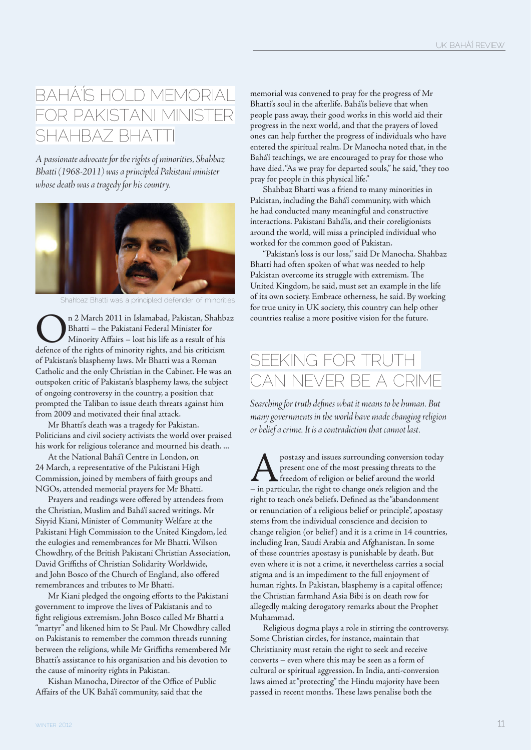# BAHÁ'ÍS HOLD MEMORIAL FOR PAKISTANI MINISTER SHAHBAZ BHATTI

*A passionate advocate for the rights of minorities, Shahbaz Bhatti (1968-2011) was a principled Pakistani minister whose death was a tragedy for his country.*

Shahbaz Bhatti was a principled defender of minorities

On 2 March 2011 in Islamabad, Pakistan, Shahbaz Bhatti – the Pakistani Federal Minister for Minority Affairs – lost his life as a result of his defence of the rights of minority rights, and his criticism of Pakistan's blasphemy laws. Mr Bhatti was a Roman Catholic and the only Christian in the Cabinet. He was an outspoken critic of Pakistan's blasphemy laws, the subject of ongoing controversy in the country, a position that prompted the Taliban to issue death threats against him from 2009 and motivated their final attack.

Mr Bhatti's death was a tragedy for Pakistan. Politicians and civil society activists the world over praised his work for religious tolerance and mourned his death. ...

At the National Bahá'í Centre in London, on 24 March, a representative of the Pakistani High Commission, joined by members of faith groups and NGOs, attended memorial prayers for Mr Bhatti.

Prayers and readings were offered by attendees from the Christian, Muslim and Bahá'í sacred writings. Mr Siyyid Kiani, Minister of Community Welfare at the Pakistani High Commission to the United Kingdom, led the eulogies and remembrances for Mr Bhatti. Wilson Chowdhry, of the British Pakistani Christian Association, David Griffiths of Christian Solidarity Worldwide, and John Bosco of the Church of England, also offered remembrances and tributes to Mr Bhatti.

Mr Kiani pledged the ongoing efforts to the Pakistani government to improve the lives of Pakistanis and to fight religious extremism. John Bosco called Mr Bhatti a "martyr" and likened him to St Paul. Mr Chowdhry called on Pakistanis to remember the common threads running between the religions, while Mr Griffiths remembered Mr Bhatti's assistance to his organisation and his devotion to the cause of minority rights in Pakistan.

Kishan Manocha, Director of the Office of Public Affairs of the UK Bahá'í community, said that the memorial was convened to pray for the progress of Mr Bhatti's soul in the afterlife. Bahá'ís believe that when people pass away, their good works in this world aid their progress in the next world, and that the prayers of loved ones can help further the progress of individuals who have entered the spiritual realm. Dr Manocha noted that, in the Bahá'í teachings, we are encouraged to pray for those who have died. "As we pray for departed souls," he said, "they too pray for people in this physical life."

Shahbaz Bhatti was a friend to many minorities in Pakistan, including the Bahá'í community, with which he had conducted many meaningful and constructive interactions. Pakistani Bahá'ís, and their coreligionists around the world, will miss a principled individual who worked for the common good of Pakistan.

"Pakistan's loss is our loss," said Dr Manocha. Shahbaz Bhatti had often spoken of what was needed to help Pakistan overcome its struggle with extremism. The United Kingdom, he said, must set an example in the life of its own society. Embrace otherness, he said. By working for true unity in UK society, this country can help other countries realise a more positive vision for the future.

# SEEKING FOR TRUTH CAN NEVER BE A CRIME

*Searching for truth defines what it means to be human. But many governments in the world have made changing religion or belief a crime. It is a contradiction that cannot last.*

Apostasy and issues surrounding conversion today present one of the most pressing threats to the freedom of religion or belief around the world – in particular, the right to change one's religion and the right to teach one's beliefs. Defined as the "abandonment or renunciation of a religious belief or principle", apostasy stems from the individual conscience and decision to change religion (or belief) and it is a crime in 14 countries, including Iran, Saudi Arabia and Afghanistan. In some of these countries apostasy is punishable by death. But even where it is not a crime, it nevertheless carries a social stigma and is an impediment to the full enjoyment of human rights. In Pakistan, blasphemy is a capital offence; the Christian farmhand Asia Bibi is on death row for allegedly making derogatory remarks about the Prophet Muhammad.

Religious dogma plays a role in stirring the controversy. Some Christian circles, for instance, maintain that Christianity must retain the right to seek and receive converts – even where this may be seen as a form of cultural or spiritual aggression. In India, anti-conversion laws aimed at "protecting" the Hindu majority have been passed in recent months. These laws penalise both the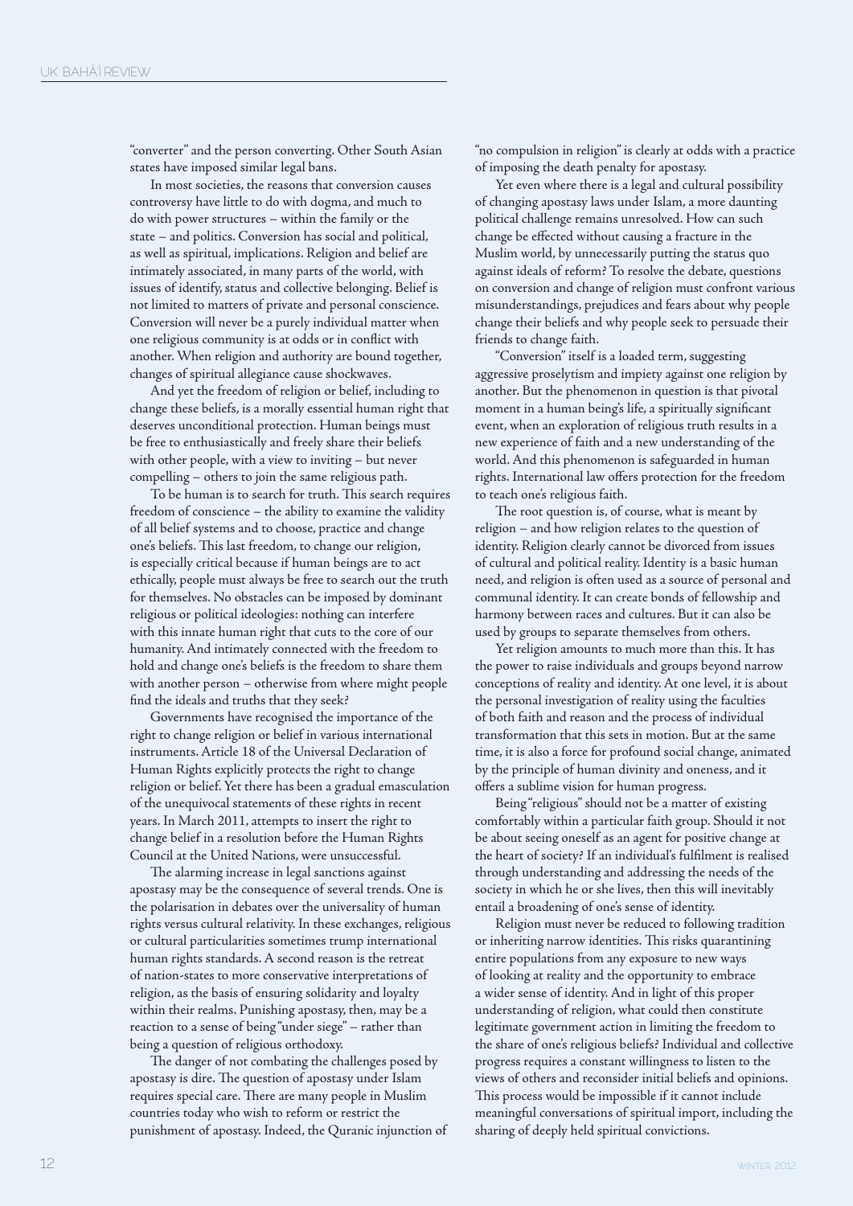"converter" and the person converting. Other South Asian states have imposed similar legal bans.

In most societies, the reasons that conversion causes controversy have little to do with dogma, and much to do with power structures – within the family or the state – and politics. Conversion has social and political, as well as spiritual, implications. Religion and belief are intimately associated, in many parts of the world, with issues of identify, status and collective belonging. Belief is not limited to matters of private and personal conscience. Conversion will never be a purely individual matter when one religious community is at odds or in conflict with another. When religion and authority are bound together, changes of spiritual allegiance cause shockwaves.

And yet the freedom of religion or belief, including to change these beliefs, is a morally essential human right that deserves unconditional protection. Human beings must be free to enthusiastically and freely share their beliefs with other people, with a view to inviting – but never compelling – others to join the same religious path.

To be human is to search for truth. This search requires freedom of conscience – the ability to examine the validity of all belief systems and to choose, practice and change one's beliefs. This last freedom, to change our religion, is especially critical because if human beings are to act ethically, people must always be free to search out the truth for themselves. No obstacles can be imposed by dominant religious or political ideologies: nothing can interfere with this innate human right that cuts to the core of our humanity. And intimately connected with the freedom to hold and change one's beliefs is the freedom to share them with another person – otherwise from where might people find the ideals and truths that they seek?

Governments have recognised the importance of the right to change religion or belief in various international instruments. Article 18 of the Universal Declaration of Human Rights explicitly protects the right to change religion or belief. Yet there has been a gradual emasculation of the unequivocal statements of these rights in recent years. In March 2011, attempts to insert the right to change belief in a resolution before the Human Rights Council at the United Nations, were unsuccessful.

The alarming increase in legal sanctions against apostasy may be the consequence of several trends. One is the polarisation in debates over the universality of human rights versus cultural relativity. In these exchanges, religious or cultural particularities sometimes trump international human rights standards. A second reason is the retreat of nation-states to more conservative interpretations of religion, as the basis of ensuring solidarity and loyalty within their realms. Punishing apostasy, then, may be a reaction to a sense of being "under siege" – rather than being a question of religious orthodoxy.

The danger of not combating the challenges posed by apostasy is dire. The question of apostasy under Islam requires special care. There are many people in Muslim countries today who wish to reform or restrict the punishment of apostasy. Indeed, the Quranic injunction of "no compulsion in religion" is clearly at odds with a practice of imposing the death penalty for apostasy.

Yet even where there is a legal and cultural possibility of changing apostasy laws under Islam, a more daunting political challenge remains unresolved. How can such change be effected without causing a fracture in the Muslim world, by unnecessarily putting the status quo against ideals of reform? To resolve the debate, questions on conversion and change of religion must confront various misunderstandings, prejudices and fears about why people change their beliefs and why people seek to persuade their friends to change faith.

"Conversion" itself is a loaded term, suggesting aggressive proselytism and impiety against one religion by another. But the phenomenon in question is that pivotal moment in a human being's life, a spiritually significant event, when an exploration of religious truth results in a new experience of faith and a new understanding of the world. And this phenomenon is safeguarded in human rights. International law offers protection for the freedom to teach one's religious faith.

The root question is, of course, what is meant by religion – and how religion relates to the question of identity. Religion clearly cannot be divorced from issues of cultural and political reality. Identity is a basic human need, and religion is often used as a source of personal and communal identity. It can create bonds of fellowship and harmony between races and cultures. But it can also be used by groups to separate themselves from others.

Yet religion amounts to much more than this. It has the power to raise individuals and groups beyond narrow conceptions of reality and identity. At one level, it is about the personal investigation of reality using the faculties of both faith and reason and the process of individual transformation that this sets in motion. But at the same time, it is also a force for profound social change, animated by the principle of human divinity and oneness, and it offers a sublime vision for human progress.

Being "religious" should not be a matter of existing comfortably within a particular faith group. Should it not be about seeing oneself as an agent for positive change at the heart of society? If an individual's fulfilment is realised through understanding and addressing the needs of the society in which he or she lives, then this will inevitably entail a broadening of one's sense of identity.

Religion must never be reduced to following tradition or inheriting narrow identities. This risks quarantining entire populations from any exposure to new ways of looking at reality and the opportunity to embrace a wider sense of identity. And in light of this proper understanding of religion, what could then constitute legitimate government action in limiting the freedom to the share of one's religious beliefs? Individual and collective progress requires a constant willingness to listen to the views of others and reconsider initial beliefs and opinions. This process would be impossible if it cannot include meaningful conversations of spiritual import, including the sharing of deeply held spiritual convictions.